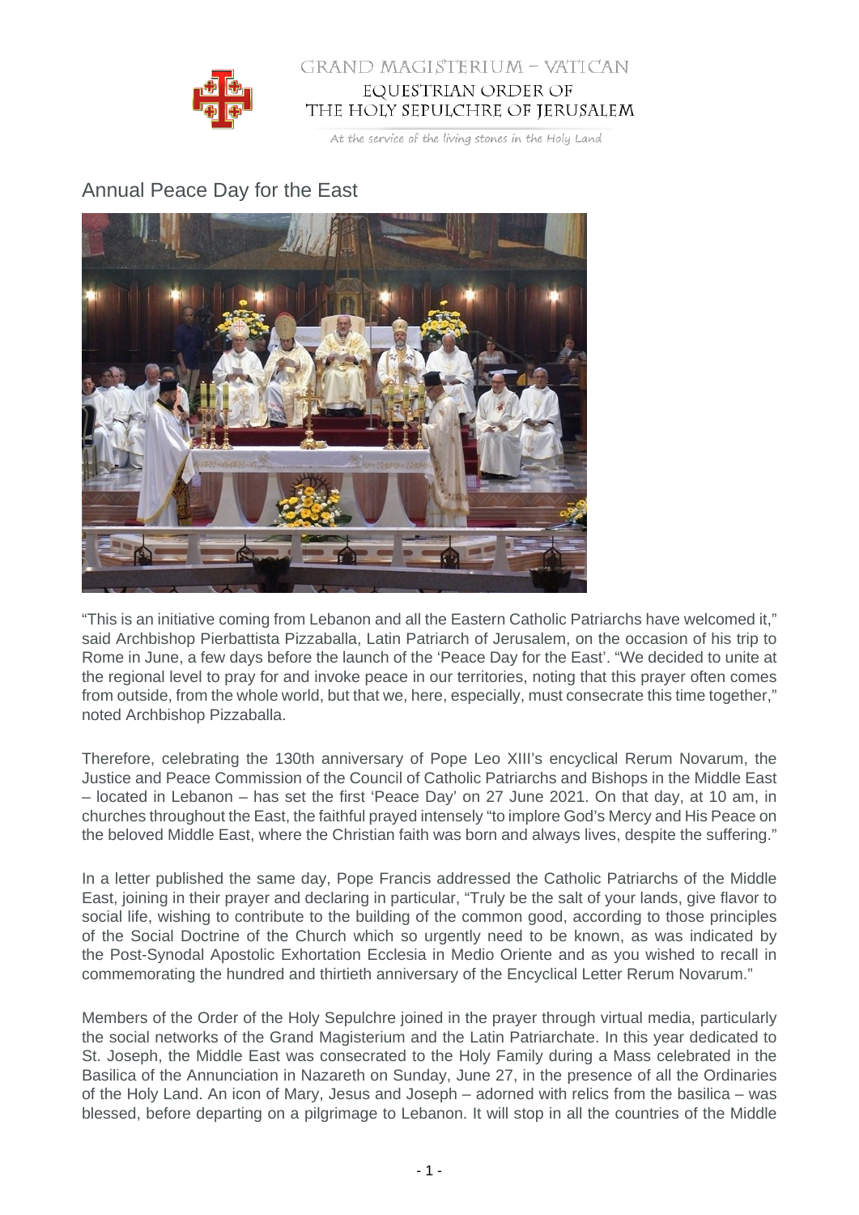# Annual Peace Day for the East

"This is an initiative coming from Lebanon and all the Eastern Catholic Patriarchs have welcomed it," said Archbishop Pierbattista Pizzaballa, Latin Patriarch of Jerusalem, on the occasion of his trip to Rome in June, a few days before the launch of the 'Peace Day for the East'. "We decided to unite at the regional level to pray for and invoke peace in our territories, noting that this prayer often comes from outside, from the whole world, but that we, here, especially, must consecrate this time together," noted Archbishop Pizzaballa.

Therefore, celebrating the 130th anniversary of Pope Leo XIII's encyclical Rerum Novarum, the Justice and Peace Commission of the Council of Catholic Patriarchs and Bishops in the Middle East – located in Lebanon – has set the first 'Peace Day' on 27 June 2021. On that day, at 10 am, in churches throughout the East, the faithful prayed intensely "to implore God's Mercy and His Peace on the beloved Middle East, where the Christian faith was born and always lives, despite the suffering."

In a letter published the same day, Pope Francis addressed the Catholic Patriarchs of the Middle East, joining in their prayer and declaring in particular, "Truly be the salt of your lands, give flavor to social life, wishing to contribute to the building of the common good, according to those principles of the Social Doctrine of the Church which so urgently need to be known, as was indicated by the Post-Synodal Apostolic Exhortation Ecclesia in Medio Oriente and as you wished to recall in commemorating the hundred and thirtieth anniversary of the Encyclical Letter Rerum Novarum."

Members of the Order of the Holy Sepulchre joined in the prayer through virtual media, particularly the social networks of the Grand Magisterium and the Latin Patriarchate. In this year dedicated to St. Joseph, the Middle East was consecrated to the Holy Family during a Mass celebrated in the Basilica of the Annunciation in Nazareth on Sunday, June 27, in the presence of all the Ordinaries of the Holy Land. An icon of Mary, Jesus and Joseph – adorned with relics from the basilica – was blessed, before departing on a pilgrimage to Lebanon. It will stop in all the countries of the Middle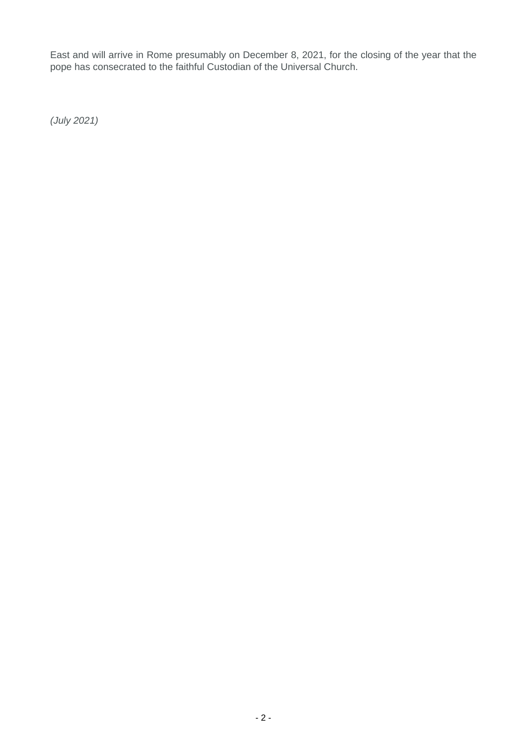East and will arrive in Rome presumably on December 8, 2021, for the closing of the year that the pope has consecrated to the faithful Custodian of the Universal Church.

*(July 2021)*